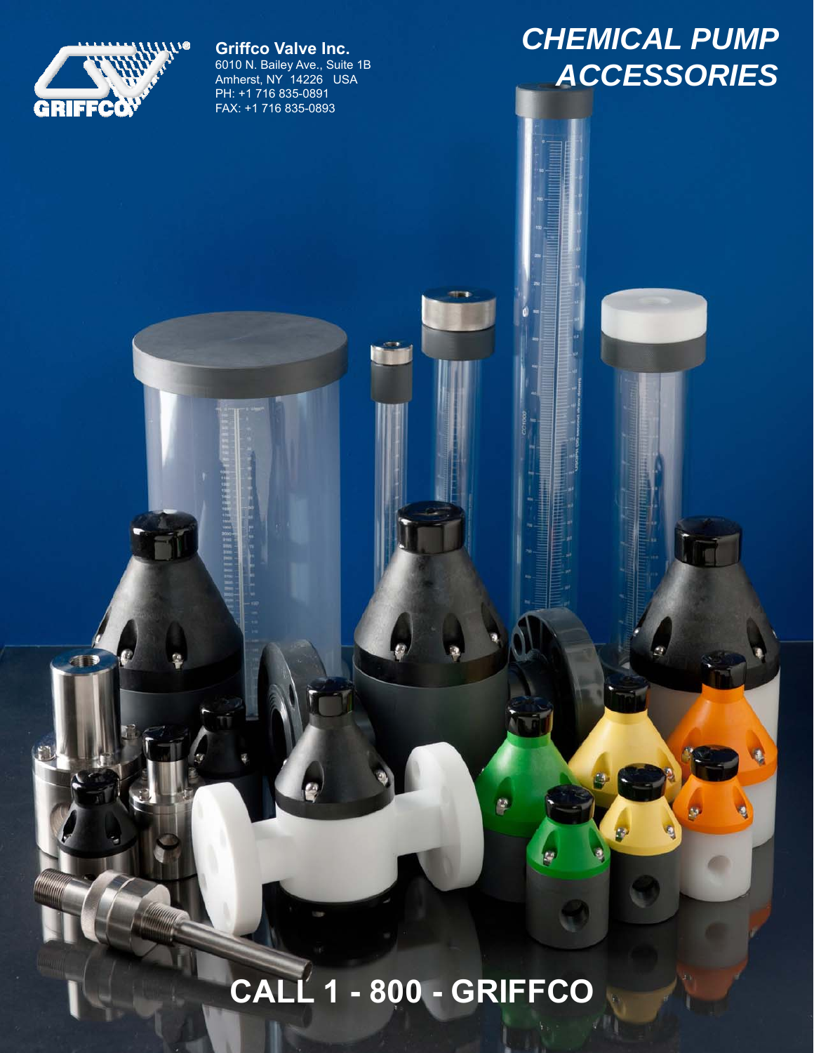**Griffco Valve Inc.**
6010 N. Bailey Ave., Suite 1B
Amherst, NY 14226 USA
PH: +1 716 835-0891
FAX: +1 716 835-0893

# *CHEMICAL PUMP ACCESSORIES*

## CALL 1 - 800 - GRIFFCO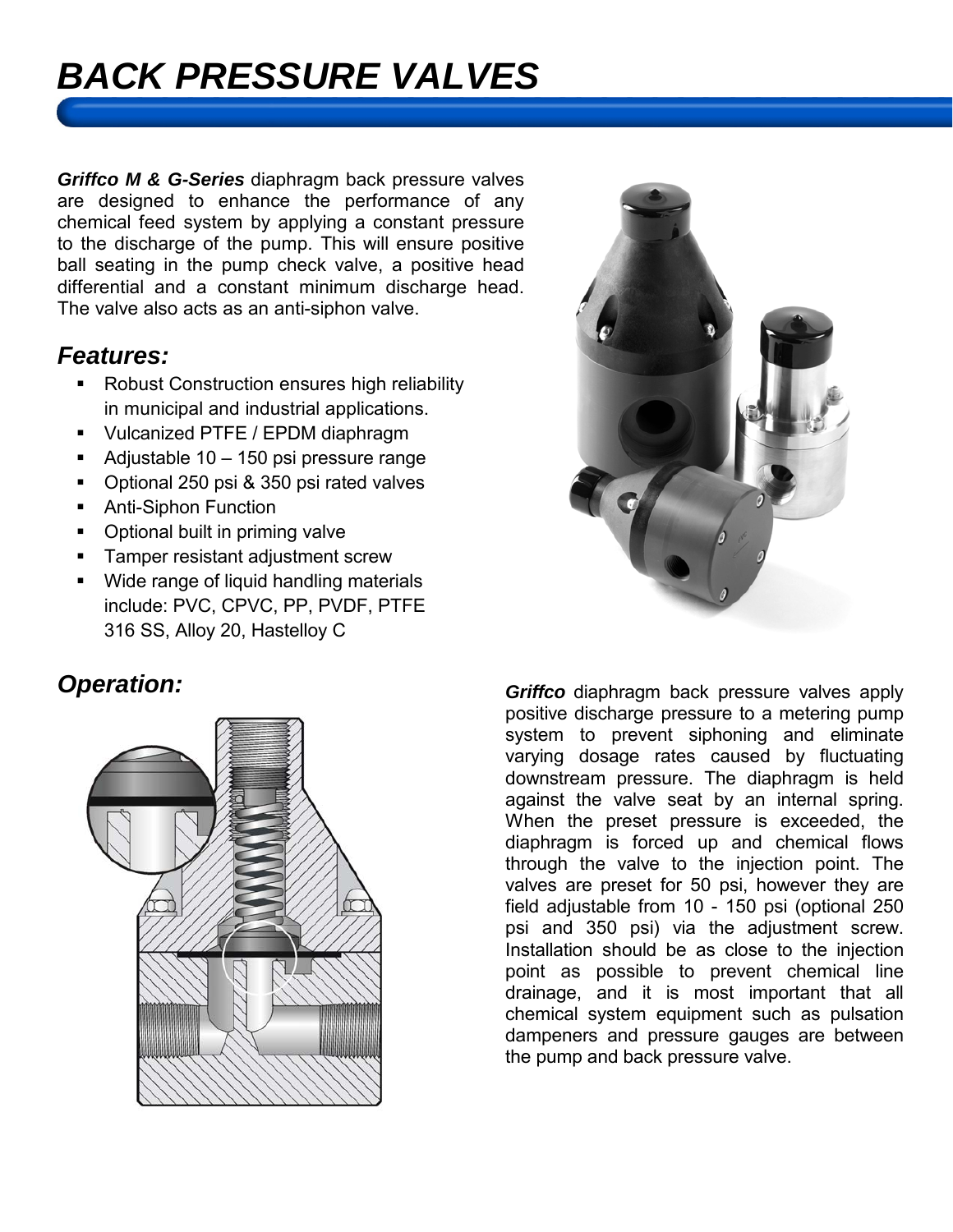# BACK PRESSURE VALVES

***Griffco M & G-Series*** diaphragm back pressure valves are designed to enhance the performance of any chemical feed system by applying a constant pressure to the discharge of the pump. This will ensure positive ball seating in the pump check valve, a positive head differential and a constant minimum discharge head. The valve also acts as an anti-siphon valve.

## *Features:*

- Robust Construction ensures high reliability in municipal and industrial applications.
- Vulcanized PTFE / EPDM diaphragm
- Adjustable 10 – 150 psi pressure range
- Optional 250 psi & 350 psi rated valves
- Anti-Siphon Function
- Optional built in priming valve
- Tamper resistant adjustment screw
- Wide range of liquid handling materials include: PVC, CPVC, PP, PVDF, PTFE 316 SS, Alloy 20, Hastelloy C

## *Operation:*

***Griffco*** diaphragm back pressure valves apply positive discharge pressure to a metering pump system to prevent siphoning and eliminate varying dosage rates caused by fluctuating downstream pressure. The diaphragm is held against the valve seat by an internal spring. When the preset pressure is exceeded, the diaphragm is forced up and chemical flows through the valve to the injection point. The valves are preset for 50 psi, however they are field adjustable from 10 - 150 psi (optional 250 psi and 350 psi) via the adjustment screw. Installation should be as close to the injection point as possible to prevent chemical line drainage, and it is most important that all chemical system equipment such as pulsation dampeners and pressure gauges are between the pump and back pressure valve.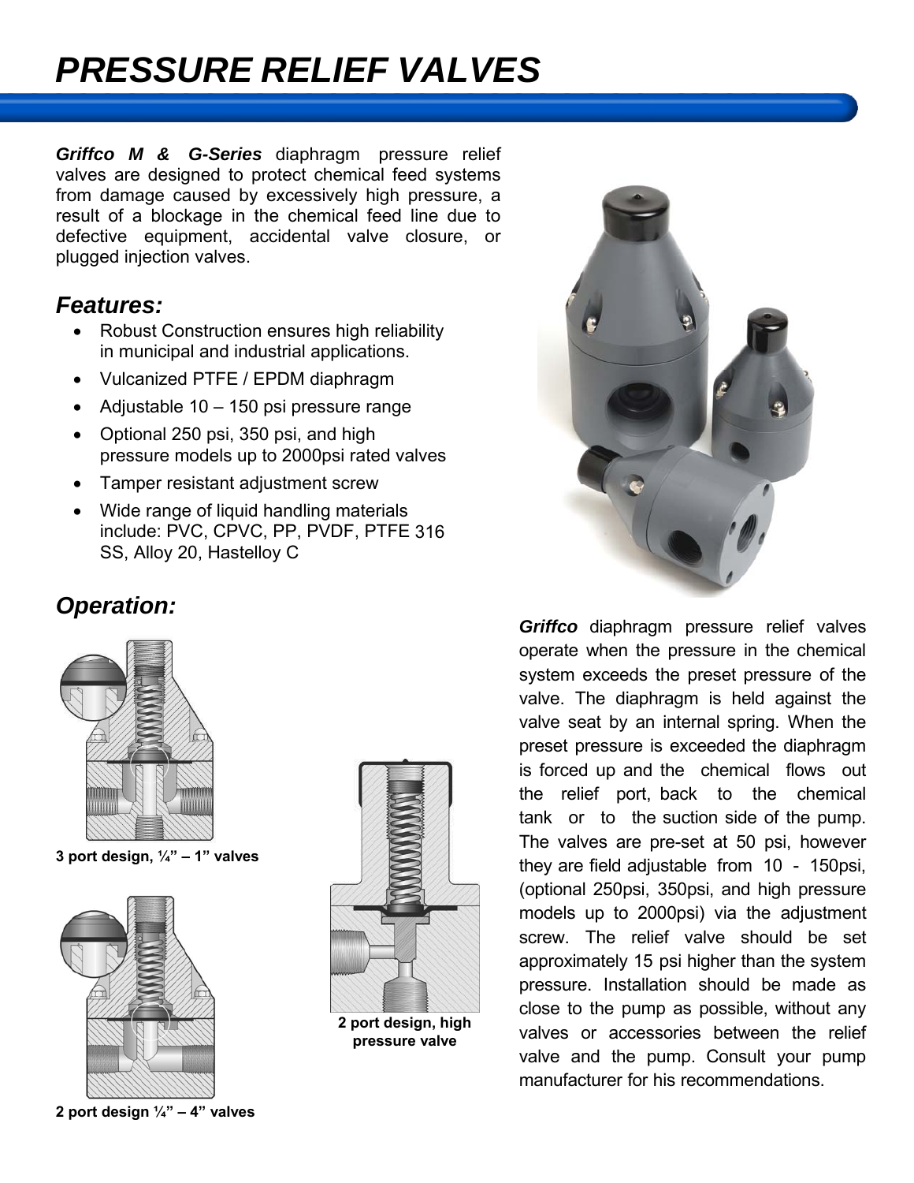# PRESSURE RELIEF VALVES

***Griffco M & G-Series*** diaphragm pressure relief valves are designed to protect chemical feed systems from damage caused by excessively high pressure, a result of a blockage in the chemical feed line due to defective equipment, accidental valve closure, or plugged injection valves.

## *Features:*

- Robust Construction ensures high reliability in municipal and industrial applications.
- Vulcanized PTFE / EPDM diaphragm
- Adjustable 10 – 150 psi pressure range
- Optional 250 psi, 350 psi, and high pressure models up to 2000psi rated valves
- Tamper resistant adjustment screw
- Wide range of liquid handling materials include: PVC, CPVC, PP, PVDF, PTFE 316 SS, Alloy 20, Hastelloy C

## *Operation:*

**3 port design, ¼" – 1" valves**

**2 port design ¼" – 4" valves**

**2 port design, high pressure valve**

***Griffco*** diaphragm pressure relief valves operate when the pressure in the chemical system exceeds the preset pressure of the valve. The diaphragm is held against the valve seat by an internal spring. When the preset pressure is exceeded the diaphragm is forced up and the chemical flows out the relief port, back to the chemical tank or to the suction side of the pump. The valves are pre-set at 50 psi, however they are field adjustable from 10 - 150psi, (optional 250psi, 350psi, and high pressure models up to 2000psi) via the adjustment screw. The relief valve should be set approximately 15 psi higher than the system pressure. Installation should be made as close to the pump as possible, without any valves or accessories between the relief valve and the pump. Consult your pump manufacturer for his recommendations.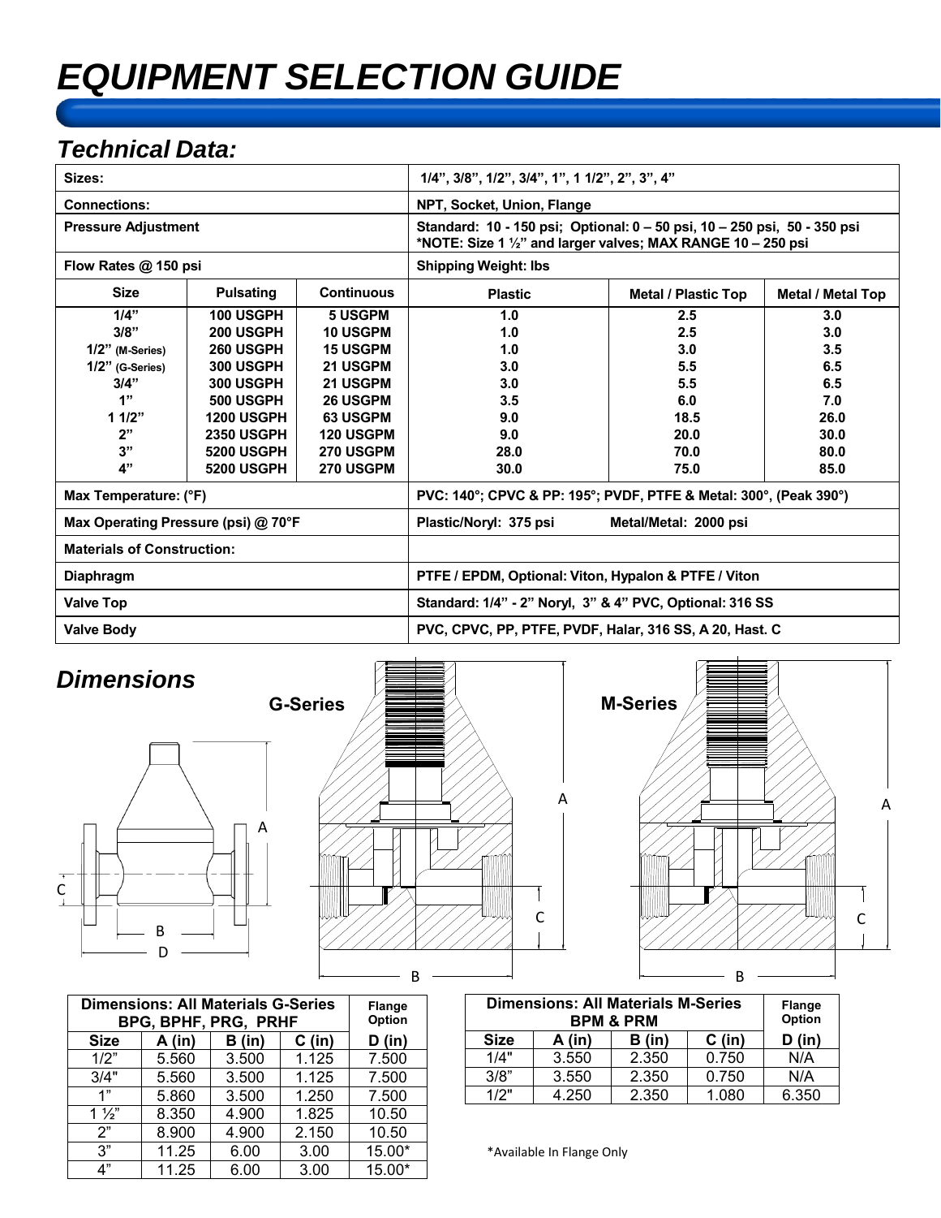# EQUIPMENT SELECTION GUIDE

## *Technical Data:*

| **Sizes:** | | | **1/4", 3/8", 1/2", 3/4", 1", 1 1/2", 2", 3", 4"** | | |
|---|---|---|---|---|---|
| **Connections:** | | | **NPT, Socket, Union, Flange** | | |
| **Pressure Adjustment** | | | **Standard: 10 - 150 psi; Optional: 0 – 50 psi, 10 – 250 psi, 50 - 350 psi** **\*NOTE: Size 1 ½" and larger valves; MAX RANGE 10 – 250 psi** | | |
| **Flow Rates @ 150 psi** | | | **Shipping Weight: lbs** | | |
| **Size** | **Pulsating** | **Continuous** | **Plastic** | **Metal / Plastic Top** | **Metal / Metal Top** |
| **1/4"** | **100 USGPH** | **5 USGPM** | **1.0** | **2.5** | **3.0** |
| **3/8"** | **200 USGPH** | **10 USGPM** | **1.0** | **2.5** | **3.0** |
| **1/2" (M-Series)** | **260 USGPH** | **15 USGPM** | **1.0** | **3.0** | **3.5** |
| **1/2" (G-Series)** | **300 USGPH** | **21 USGPM** | **3.0** | **5.5** | **6.5** |
| **3/4"** | **300 USGPH** | **21 USGPM** | **3.0** | **5.5** | **6.5** |
| **1"** | **500 USGPH** | **26 USGPM** | **3.5** | **6.0** | **7.0** |
| **1 1/2"** | **1200 USGPH** | **63 USGPM** | **9.0** | **18.5** | **26.0** |
| **2"** | **2350 USGPH** | **120 USGPM** | **9.0** | **20.0** | **30.0** |
| **3"** | **5200 USGPH** | **270 USGPM** | **28.0** | **70.0** | **80.0** |
| **4"** | **5200 USGPH** | **270 USGPM** | **30.0** | **75.0** | **85.0** |
| **Max Temperature: (°F)** | | | **PVC: 140°; CPVC & PP: 195°; PVDF, PTFE & Metal: 300°, (Peak 390°)** | | |
| **Max Operating Pressure (psi) @ 70°F** | | | **Plastic/Noryl: 375 psi     Metal/Metal: 2000 psi** | | |
| **Materials of Construction:** | | | | | |
| **Diaphragm** | | | **PTFE / EPDM, Optional: Viton, Hypalon & PTFE / Viton** | | |
| **Valve Top** | | | **Standard: 1/4" - 2" Noryl, 3" & 4" PVC, Optional: 316 SS** | | |
| **Valve Body** | | | **PVC, CPVC, PP, PTFE, PVDF, Halar, 316 SS, A 20, Hast. C** | | |

## *Dimensions*

**G-Series**

**M-Series**

| **Dimensions: All Materials G-Series BPG, BPHF, PRG, PRHF** | | | | **Flange Option** |
|---|---|---|---|---|
| **Size** | **A (in)** | **B (in)** | **C (in)** | **D (in)** |
| 1/2" | 5.560 | 3.500 | 1.125 | 7.500 |
| 3/4" | 5.560 | 3.500 | 1.125 | 7.500 |
| 1" | 5.860 | 3.500 | 1.250 | 7.500 |
| 1 ½" | 8.350 | 4.900 | 1.825 | 10.50 |
| 2" | 8.900 | 4.900 | 2.150 | 10.50 |
| 3" | 11.25 | 6.00 | 3.00 | 15.00\* |
| 4" | 11.25 | 6.00 | 3.00 | 15.00\* |

| **Dimensions: All Materials M-Series BPM & PRM** | | | | **Flange Option** |
|---|---|---|---|---|
| **Size** | **A (in)** | **B (in)** | **C (in)** | **D (in)** |
| 1/4" | 3.550 | 2.350 | 0.750 | N/A |
| 3/8" | 3.550 | 2.350 | 0.750 | N/A |
| 1/2" | 4.250 | 2.350 | 1.080 | 6.350 |

\*Available In Flange Only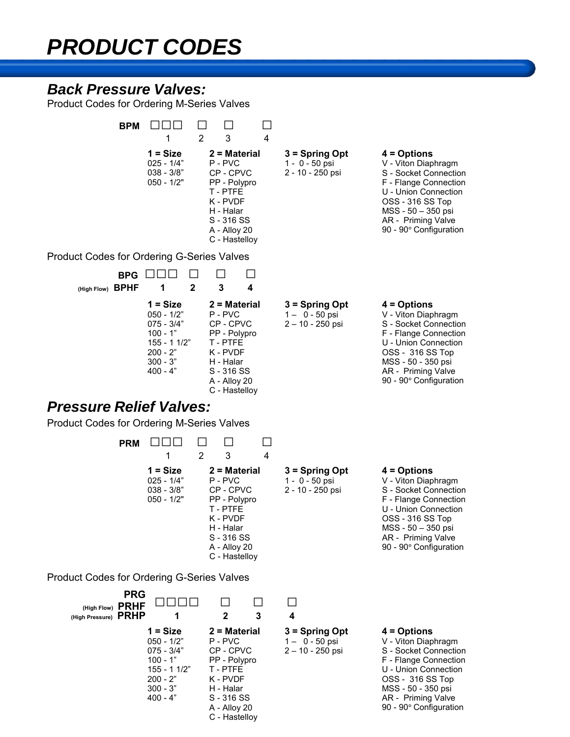# PRODUCT CODES

## Back Pressure Valves:

Product Codes for Ordering M-Series Valves

**BPM** ☐☐☐ ☐ ☐ ☐
1 2 3 4

| 1 = Size | 2 = Material | 3 = Spring Opt | 4 = Options |
|---|---|---|---|
| 025 - 1/4" | P - PVC | 1 - 0 - 50 psi | V - Viton Diaphragm |
| 038 - 3/8" | CP - CPVC | 2 - 10 - 250 psi | S - Socket Connection |
| 050 - 1/2" | PP - Polypro | | F - Flange Connection |
| | T - PTFE | | U - Union Connection |
| | K - PVDF | | OSS - 316 SS Top |
| | H - Halar | | MSS - 50 – 350 psi |
| | S - 316 SS | | AR - Priming Valve |
| | A - Alloy 20 | | 90 - 90° Configuration |
| | C - Hastelloy | | |

Product Codes for Ordering G-Series Valves

**BPG**
(High Flow) **BPHF** ☐☐☐ ☐ ☐ ☐
**1 2 3 4**

| 1 = Size | 2 = Material | 3 = Spring Opt | 4 = Options |
|---|---|---|---|
| 050 - 1/2" | P - PVC | 1 – 0 - 50 psi | V - Viton Diaphragm |
| 075 - 3/4" | CP - CPVC | 2 – 10 - 250 psi | S - Socket Connection |
| 100 - 1" | PP - Polypro | | F - Flange Connection |
| 155 - 1 1/2" | T - PTFE | | U - Union Connection |
| 200 - 2" | K - PVDF | | OSS - 316 SS Top |
| 300 - 3" | H - Halar | | MSS - 50 - 350 psi |
| 400 - 4" | S - 316 SS | | AR - Priming Valve |
| | A - Alloy 20 | | 90 - 90° Configuration |
| | C - Hastelloy | | |

## Pressure Relief Valves:

Product Codes for Ordering M-Series Valves

**PRM** ☐☐☐ ☐ ☐ ☐
1 2 3 4

| 1 = Size | 2 = Material | 3 = Spring Opt | 4 = Options |
|---|---|---|---|
| 025 - 1/4" | P - PVC | 1 - 0 - 50 psi | V - Viton Diaphragm |
| 038 - 3/8" | CP - CPVC | 2 - 10 - 250 psi | S - Socket Connection |
| 050 - 1/2" | PP - Polypro | | F - Flange Connection |
| | T - PTFE | | U - Union Connection |
| | K - PVDF | | OSS - 316 SS Top |
| | H - Halar | | MSS - 50 – 350 psi |
| | S - 316 SS | | AR - Priming Valve |
| | A - Alloy 20 | | 90 - 90° Configuration |
| | C - Hastelloy | | |

Product Codes for Ordering G-Series Valves

**PRG**
(High Flow) **PRHF**
(High Pressure) **PRHP** ☐☐☐☐ ☐ ☐ ☐
**1 2 3 4**

| 1 = Size | 2 = Material | 3 = Spring Opt | 4 = Options |
|---|---|---|---|
| 050 - 1/2" | P - PVC | 1 – 0 - 50 psi | V - Viton Diaphragm |
| 075 - 3/4" | CP - CPVC | 2 – 10 - 250 psi | S - Socket Connection |
| 100 - 1" | PP - Polypro | | F - Flange Connection |
| 155 - 1 1/2" | T - PTFE | | U - Union Connection |
| 200 - 2" | K - PVDF | | OSS - 316 SS Top |
| 300 - 3" | H - Halar | | MSS - 50 - 350 psi |
| 400 - 4" | S - 316 SS | | AR - Priming Valve |
| | A - Alloy 20 | | 90 - 90° Configuration |
| | C - Hastelloy | | |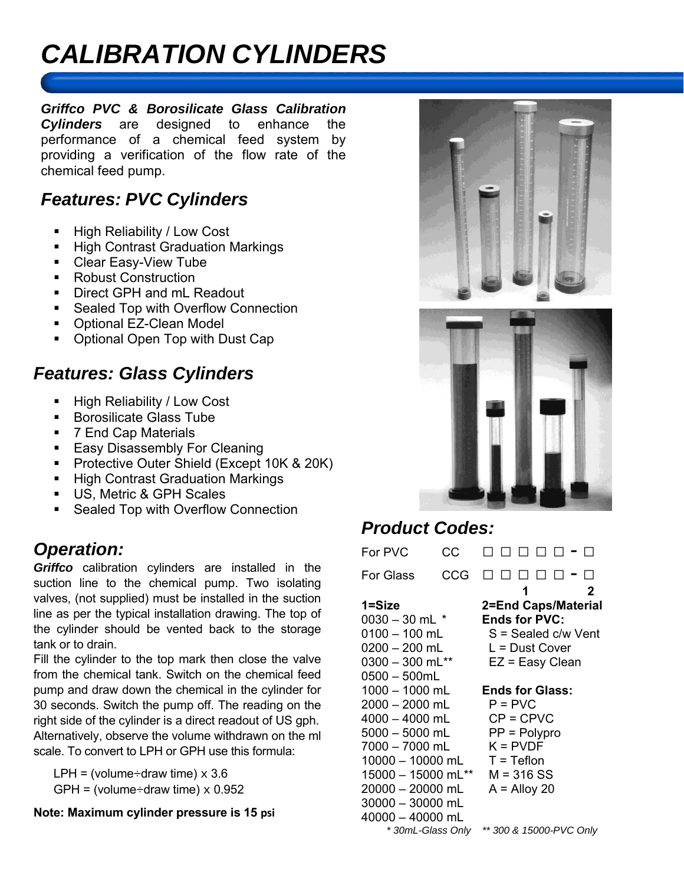# CALIBRATION CYLINDERS

***Griffco PVC & Borosilicate Glass Calibration Cylinders*** are designed to enhance the performance of a chemical feed system by providing a verification of the flow rate of the chemical feed pump.

## Features: PVC Cylinders

- High Reliability / Low Cost
- High Contrast Graduation Markings
- Clear Easy-View Tube
- Robust Construction
- Direct GPH and mL Readout
- Sealed Top with Overflow Connection
- Optional EZ-Clean Model
- Optional Open Top with Dust Cap

## Features: Glass Cylinders

- High Reliability / Low Cost
- Borosilicate Glass Tube
- 7 End Cap Materials
- Easy Disassembly For Cleaning
- Protective Outer Shield (Except 10K & 20K)
- High Contrast Graduation Markings
- US, Metric & GPH Scales
- Sealed Top with Overflow Connection

## Operation:

***Griffco*** calibration cylinders are installed in the suction line to the chemical pump. Two isolating valves, (not supplied) must be installed in the suction line as per the typical installation drawing. The top of the cylinder should be vented back to the storage tank or to drain.

Fill the cylinder to the top mark then close the valve from the chemical tank. Switch on the chemical feed pump and draw down the chemical in the cylinder for 30 seconds. Switch the pump off. The reading on the right side of the cylinder is a direct readout of US gph. Alternatively, observe the volume withdrawn on the ml scale. To convert to LPH or GPH use this formula:

LPH = (volume÷draw time) x 3.6

GPH = (volume÷draw time) x 0.952

**Note: Maximum cylinder pressure is 15 psi**

## Product Codes:

For PVC CC ☐ ☐ ☐ ☐ ☐ - ☐

For Glass CCG ☐ ☐ ☐ ☐ ☐ - ☐

(1) (2)

| 1=Size | 2=End Caps/Material |
|---|---|
| 0030 – 30 mL * | **Ends for PVC:** |
| 0100 – 100 mL | S = Sealed c/w Vent |
| 0200 – 200 mL | L = Dust Cover |
| 0300 – 300 mL** | EZ = Easy Clean |
| 0500 – 500mL | |
| 1000 – 1000 mL | **Ends for Glass:** |
| 2000 – 2000 mL | P = PVC |
| 4000 – 4000 mL | CP = CPVC |
| 5000 – 5000 mL | PP = Polypro |
| 7000 – 7000 mL | K = PVDF |
| 10000 – 10000 mL | T = Teflon |
| 15000 – 15000 mL** | M = 316 SS |
| 20000 – 20000 mL | A = Alloy 20 |
| 30000 – 30000 mL | |
| 40000 – 40000 mL | |

*\* 30mL-Glass Only* *\*\* 300 & 15000-PVC Only*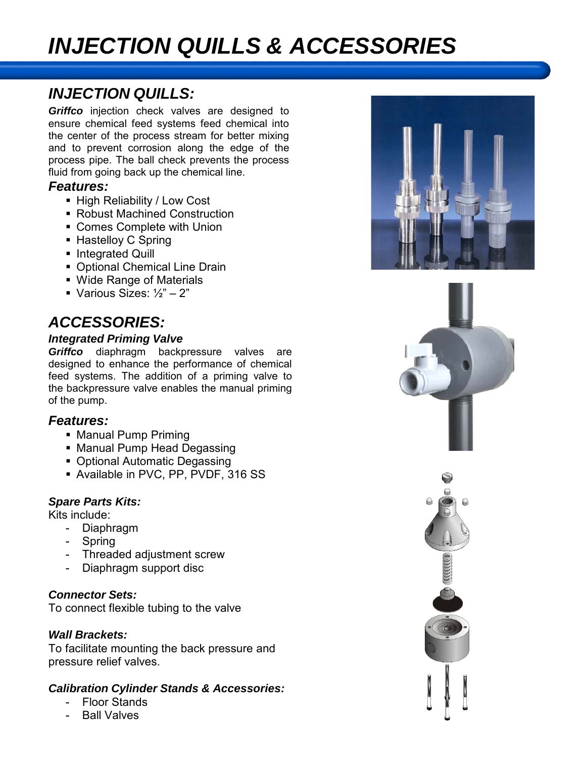# INJECTION QUILLS & ACCESSORIES

## INJECTION QUILLS:

***Griffco*** injection check valves are designed to ensure chemical feed systems feed chemical into the center of the process stream for better mixing and to prevent corrosion along the edge of the process pipe. The ball check prevents the process fluid from going back up the chemical line.

### Features:

- High Reliability / Low Cost
- Robust Machined Construction
- Comes Complete with Union
- Hastelloy C Spring
- Integrated Quill
- Optional Chemical Line Drain
- Wide Range of Materials
- Various Sizes: ½" – 2"

## ACCESSORIES:

### *Integrated Priming Valve*

***Griffco*** diaphragm backpressure valves are designed to enhance the performance of chemical feed systems. The addition of a priming valve to the backpressure valve enables the manual priming of the pump.

### Features:

- Manual Pump Priming
- Manual Pump Head Degassing
- Optional Automatic Degassing
- Available in PVC, PP, PVDF, 316 SS

### *Spare Parts Kits:*

Kits include:

- Diaphragm
- Spring
- Threaded adjustment screw
- Diaphragm support disc

### *Connector Sets:*

To connect flexible tubing to the valve

### *Wall Brackets:*

To facilitate mounting the back pressure and pressure relief valves.

### *Calibration Cylinder Stands & Accessories:*

- Floor Stands
- Ball Valves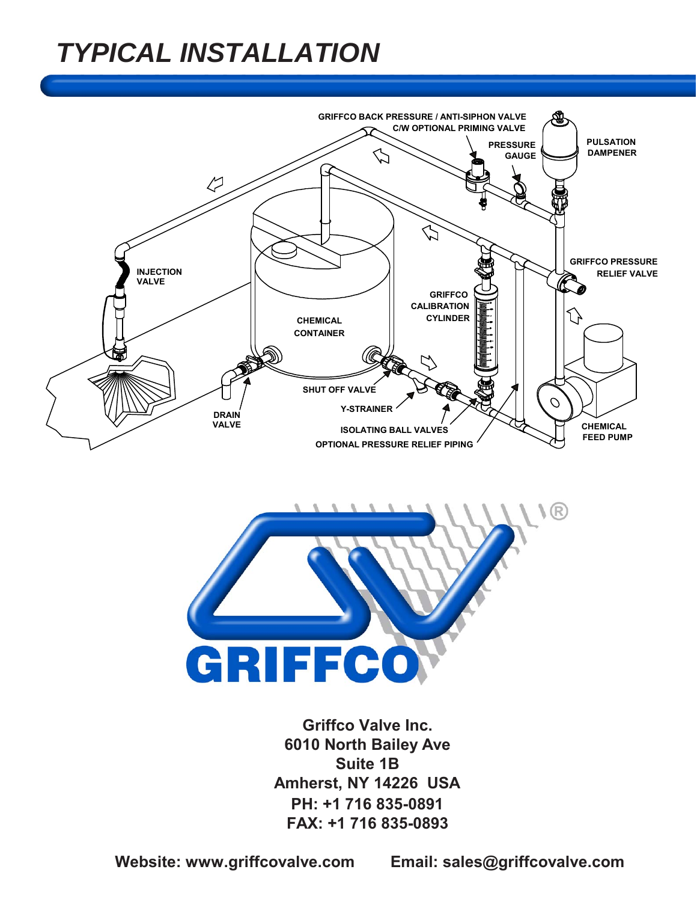# *TYPICAL INSTALLATION*

GRIFFCO BACK PRESSURE / ANTI-SIPHON VALVE
C/W OPTIONAL PRIMING VALVE

PRESSURE
GAUGE

PULSATION
DAMPENER

INJECTION
VALVE

GRIFFCO PRESSURE
RELIEF VALVE

GRIFFCO
CALIBRATION
CYLINDER

CHEMICAL
CONTAINER

SHUT OFF VALVE

Y-STRAINER

DRAIN
VALVE

ISOLATING BALL VALVES

OPTIONAL PRESSURE RELIEF PIPING

CHEMICAL
FEED PUMP

GRIFFCO®

**Griffco Valve Inc.**
**6010 North Bailey Ave**
**Suite 1B**
**Amherst, NY 14226 USA**
**PH: +1 716 835-0891**
**FAX: +1 716 835-0893**

**Website: www.griffcovalve.com** **Email: sales@griffcovalve.com**